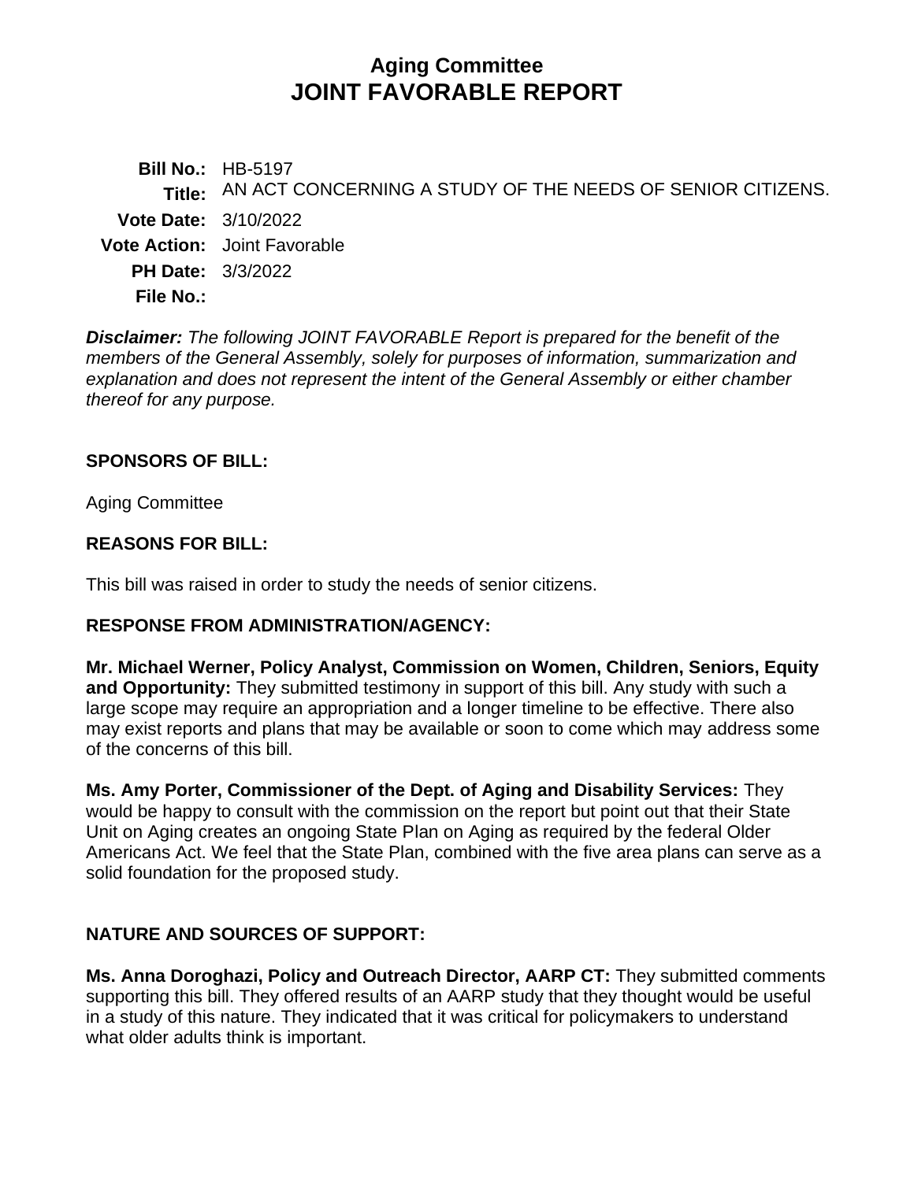# Aging Committee
# JOINT FAVORABLE REPORT

**Bill No.:** HB-5197
**Title:** AN ACT CONCERNING A STUDY OF THE NEEDS OF SENIOR CITIZENS.
**Vote Date:** 3/10/2022
**Vote Action:** Joint Favorable
**PH Date:** 3/3/2022
**File No.:**

***Disclaimer:*** *The following JOINT FAVORABLE Report is prepared for the benefit of the members of the General Assembly, solely for purposes of information, summarization and explanation and does not represent the intent of the General Assembly or either chamber thereof for any purpose.*

**SPONSORS OF BILL:**

Aging Committee

**REASONS FOR BILL:**

This bill was raised in order to study the needs of senior citizens.

**RESPONSE FROM ADMINISTRATION/AGENCY:**

**Mr. Michael Werner, Policy Analyst, Commission on Women, Children, Seniors, Equity and Opportunity:** They submitted testimony in support of this bill. Any study with such a large scope may require an appropriation and a longer timeline to be effective. There also may exist reports and plans that may be available or soon to come which may address some of the concerns of this bill.

**Ms. Amy Porter, Commissioner of the Dept. of Aging and Disability Services:** They would be happy to consult with the commission on the report but point out that their State Unit on Aging creates an ongoing State Plan on Aging as required by the federal Older Americans Act. We feel that the State Plan, combined with the five area plans can serve as a solid foundation for the proposed study.

**NATURE AND SOURCES OF SUPPORT:**

**Ms. Anna Doroghazi, Policy and Outreach Director, AARP CT:** They submitted comments supporting this bill. They offered results of an AARP study that they thought would be useful in a study of this nature. They indicated that it was critical for policymakers to understand what older adults think is important.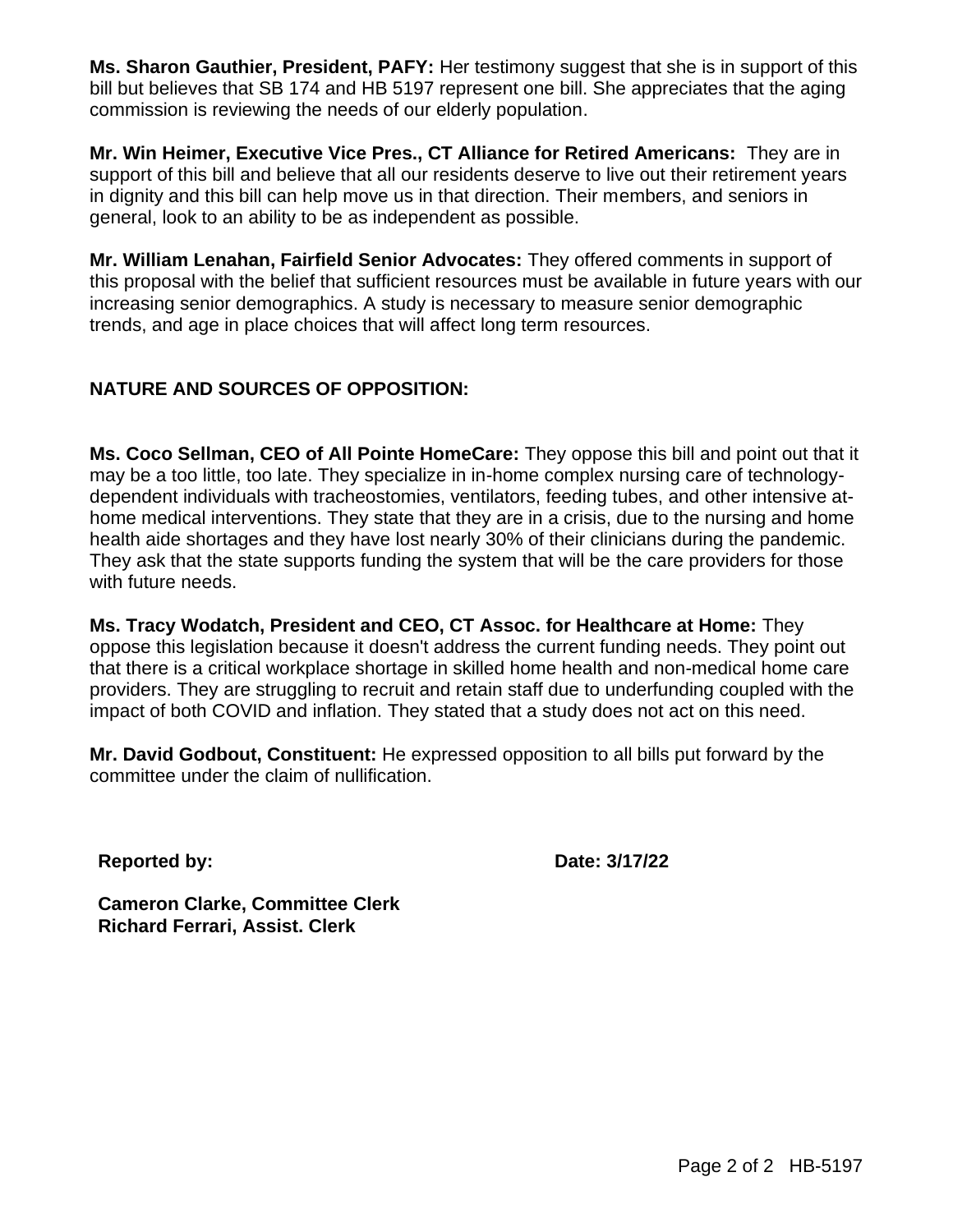**Ms. Sharon Gauthier, President, PAFY:** Her testimony suggest that she is in support of this bill but believes that SB 174 and HB 5197 represent one bill. She appreciates that the aging commission is reviewing the needs of our elderly population.

**Mr. Win Heimer, Executive Vice Pres., CT Alliance for Retired Americans:** They are in support of this bill and believe that all our residents deserve to live out their retirement years in dignity and this bill can help move us in that direction. Their members, and seniors in general, look to an ability to be as independent as possible.

**Mr. William Lenahan, Fairfield Senior Advocates:** They offered comments in support of this proposal with the belief that sufficient resources must be available in future years with our increasing senior demographics. A study is necessary to measure senior demographic trends, and age in place choices that will affect long term resources.

## NATURE AND SOURCES OF OPPOSITION:

**Ms. Coco Sellman, CEO of All Pointe HomeCare:** They oppose this bill and point out that it may be a too little, too late. They specialize in in-home complex nursing care of technology-dependent individuals with tracheostomies, ventilators, feeding tubes, and other intensive at-home medical interventions. They state that they are in a crisis, due to the nursing and home health aide shortages and they have lost nearly 30% of their clinicians during the pandemic. They ask that the state supports funding the system that will be the care providers for those with future needs.

**Ms. Tracy Wodatch, President and CEO, CT Assoc. for Healthcare at Home:** They oppose this legislation because it doesn't address the current funding needs. They point out that there is a critical workplace shortage in skilled home health and non-medical home care providers. They are struggling to recruit and retain staff due to underfunding coupled with the impact of both COVID and inflation. They stated that a study does not act on this need.

**Mr. David Godbout, Constituent:** He expressed opposition to all bills put forward by the committee under the claim of nullification.

**Reported by:** **Date: 3/17/22**

**Cameron Clarke, Committee Clerk**
**Richard Ferrari, Assist. Clerk**